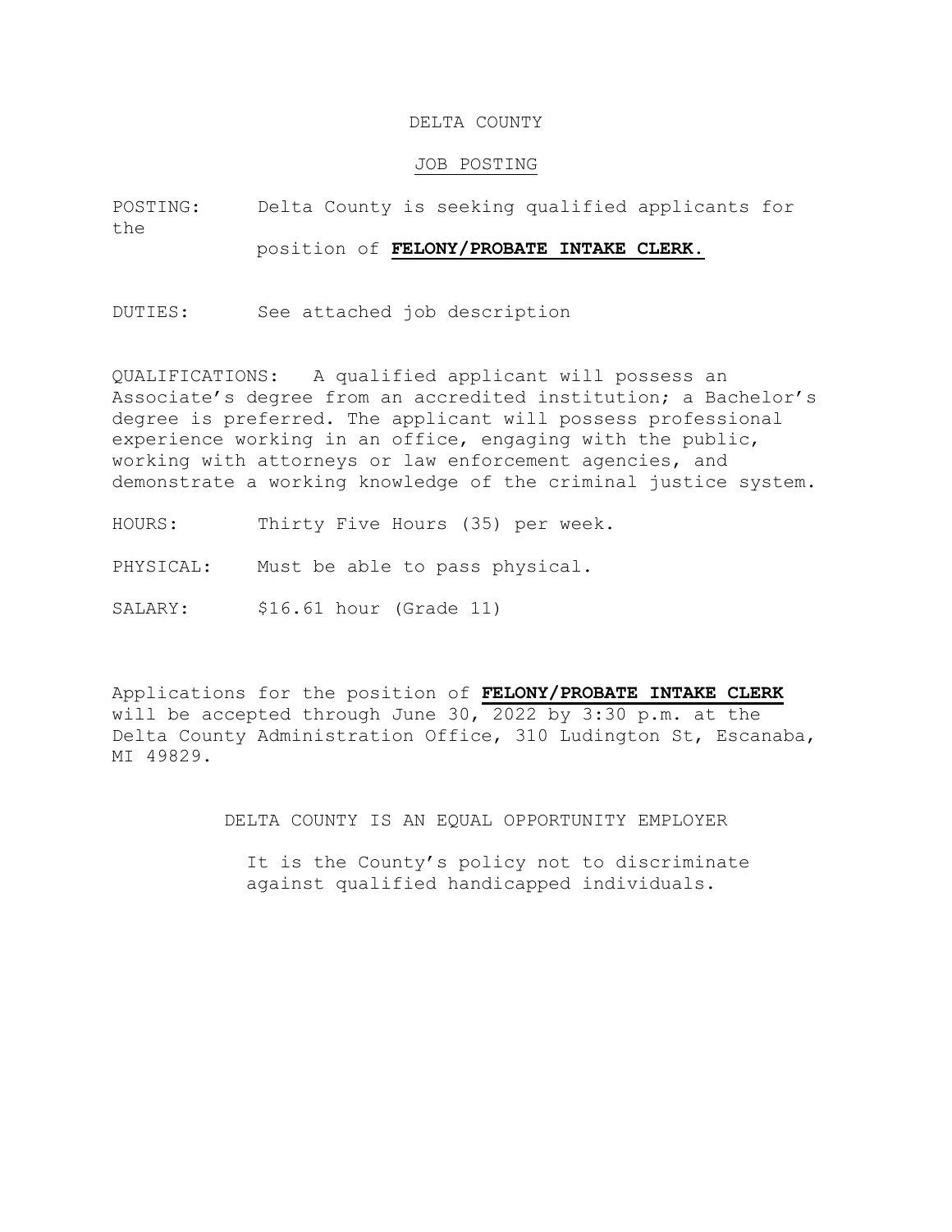# DELTA COUNTY

## JOB POSTING

POSTING: Delta County is seeking qualified applicants for the position of **FELONY/PROBATE INTAKE CLERK.**

DUTIES: See attached job description

QUALIFICATIONS: A qualified applicant will possess an Associate's degree from an accredited institution; a Bachelor's degree is preferred. The applicant will possess professional experience working in an office, engaging with the public, working with attorneys or law enforcement agencies, and demonstrate a working knowledge of the criminal justice system.

HOURS: Thirty Five Hours (35) per week.

PHYSICAL: Must be able to pass physical.

SALARY: $16.61 hour (Grade 11)

Applications for the position of **FELONY/PROBATE INTAKE CLERK** will be accepted through June 30, 2022 by 3:30 p.m. at the Delta County Administration Office, 310 Ludington St, Escanaba, MI 49829.

DELTA COUNTY IS AN EQUAL OPPORTUNITY EMPLOYER

It is the County's policy not to discriminate against qualified handicapped individuals.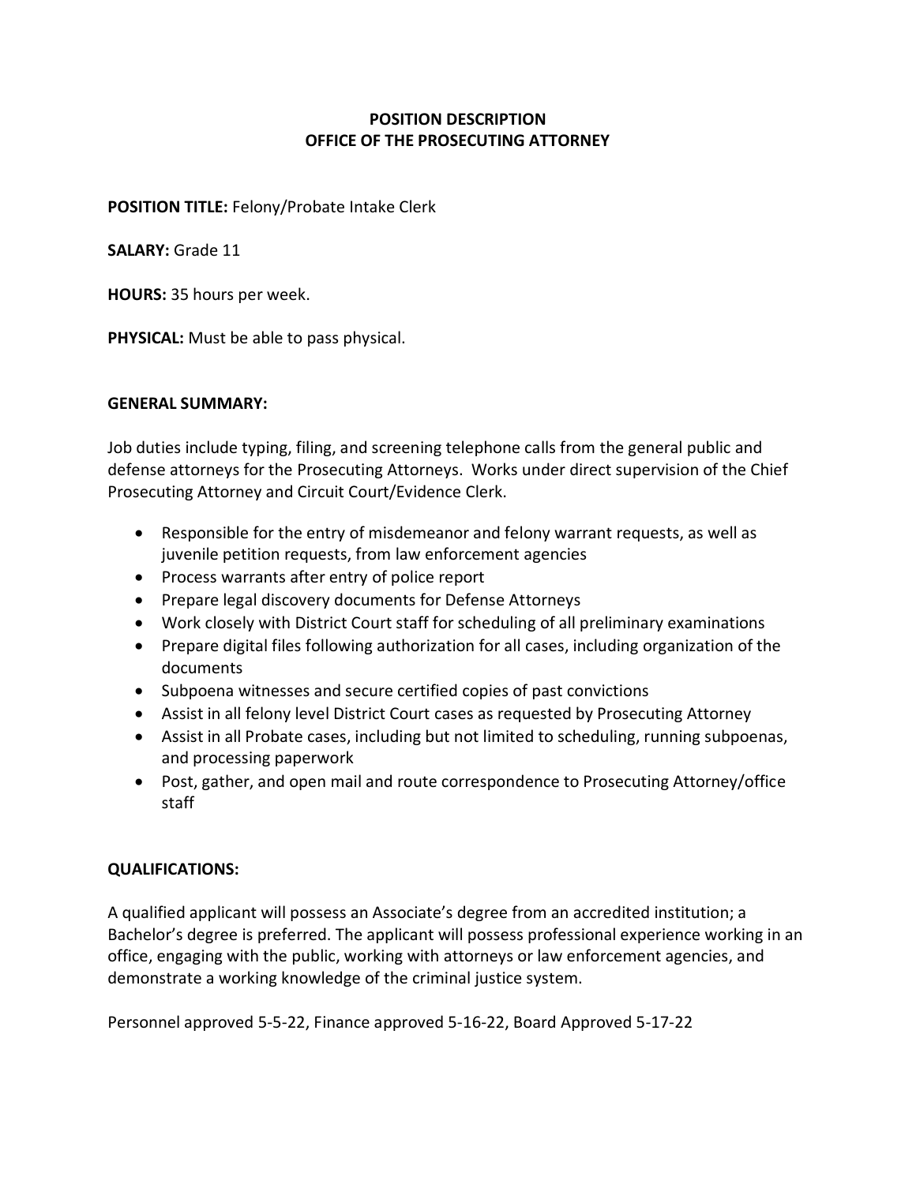**POSITION DESCRIPTION**
**OFFICE OF THE PROSECUTING ATTORNEY**

**POSITION TITLE:** Felony/Probate Intake Clerk

**SALARY:** Grade 11

**HOURS:** 35 hours per week.

**PHYSICAL:** Must be able to pass physical.

**GENERAL SUMMARY:**

Job duties include typing, filing, and screening telephone calls from the general public and defense attorneys for the Prosecuting Attorneys. Works under direct supervision of the Chief Prosecuting Attorney and Circuit Court/Evidence Clerk.

- Responsible for the entry of misdemeanor and felony warrant requests, as well as juvenile petition requests, from law enforcement agencies
- Process warrants after entry of police report
- Prepare legal discovery documents for Defense Attorneys
- Work closely with District Court staff for scheduling of all preliminary examinations
- Prepare digital files following authorization for all cases, including organization of the documents
- Subpoena witnesses and secure certified copies of past convictions
- Assist in all felony level District Court cases as requested by Prosecuting Attorney
- Assist in all Probate cases, including but not limited to scheduling, running subpoenas, and processing paperwork
- Post, gather, and open mail and route correspondence to Prosecuting Attorney/office staff

**QUALIFICATIONS:**

A qualified applicant will possess an Associate's degree from an accredited institution; a Bachelor's degree is preferred. The applicant will possess professional experience working in an office, engaging with the public, working with attorneys or law enforcement agencies, and demonstrate a working knowledge of the criminal justice system.

Personnel approved 5-5-22, Finance approved 5-16-22, Board Approved 5-17-22